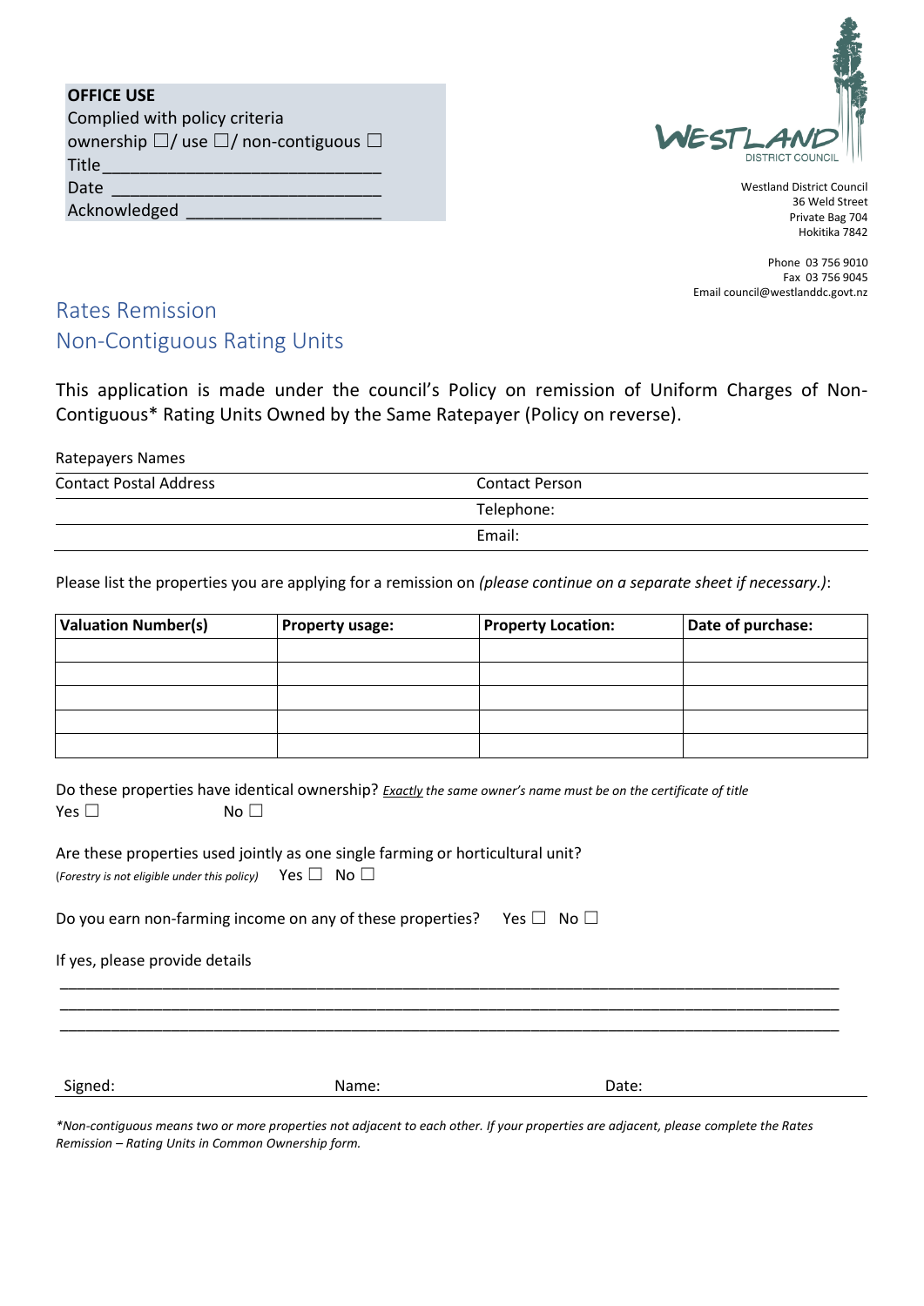**OFFICE USE**
Complied with policy criteria
ownership ☐/ use ☐/ non-contiguous ☐
Title ____________________________
Date ____________________________
Acknowledged ____________________

Westland District Council
36 Weld Street
Private Bag 704
Hokitika 7842

Phone 03 756 9010
Fax 03 756 9045
Email council@westlanddc.govt.nz

# Rates Remission
# Non-Contiguous Rating Units

This application is made under the council's Policy on remission of Uniform Charges of Non-Contiguous* Rating Units Owned by the Same Ratepayer (Policy on reverse).

Ratepayers Names

| Contact Postal Address | Contact Person |
|---|---|
| | Telephone: |
| | Email: |

Please list the properties you are applying for a remission on *(please continue on a separate sheet if necessary.)*:

| Valuation Number(s) | Property usage: | Property Location: | Date of purchase: |
|---|---|---|---|
| | | | |
| | | | |
| | | | |
| | | | |
| | | | |

Do these properties have identical ownership? *Exactly the same owner's name must be on the certificate of title*
Yes ☐ No ☐

Are these properties used jointly as one single farming or horticultural unit?
(*Forestry is not eligible under this policy*) Yes ☐ No ☐

Do you earn non-farming income on any of these properties? Yes ☐ No ☐

If yes, please provide details

______________________________________________________________________________
______________________________________________________________________________
______________________________________________________________________________

Signed: Name: Date:

**Non-contiguous means two or more properties not adjacent to each other. If your properties are adjacent, please complete the Rates Remission – Rating Units in Common Ownership form.*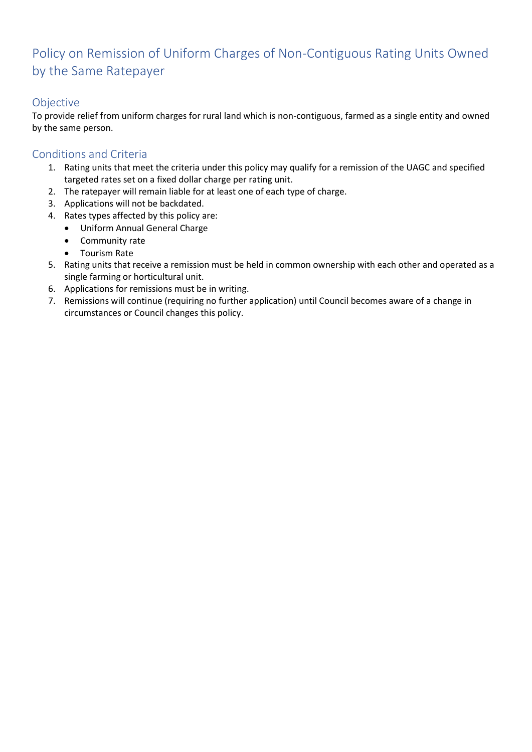# Policy on Remission of Uniform Charges of Non-Contiguous Rating Units Owned by the Same Ratepayer

## Objective

To provide relief from uniform charges for rural land which is non-contiguous, farmed as a single entity and owned by the same person.

## Conditions and Criteria

1. Rating units that meet the criteria under this policy may qualify for a remission of the UAGC and specified targeted rates set on a fixed dollar charge per rating unit.
2. The ratepayer will remain liable for at least one of each type of charge.
3. Applications will not be backdated.
4. Rates types affected by this policy are:
   - Uniform Annual General Charge
   - Community rate
   - Tourism Rate
5. Rating units that receive a remission must be held in common ownership with each other and operated as a single farming or horticultural unit.
6. Applications for remissions must be in writing.
7. Remissions will continue (requiring no further application) until Council becomes aware of a change in circumstances or Council changes this policy.